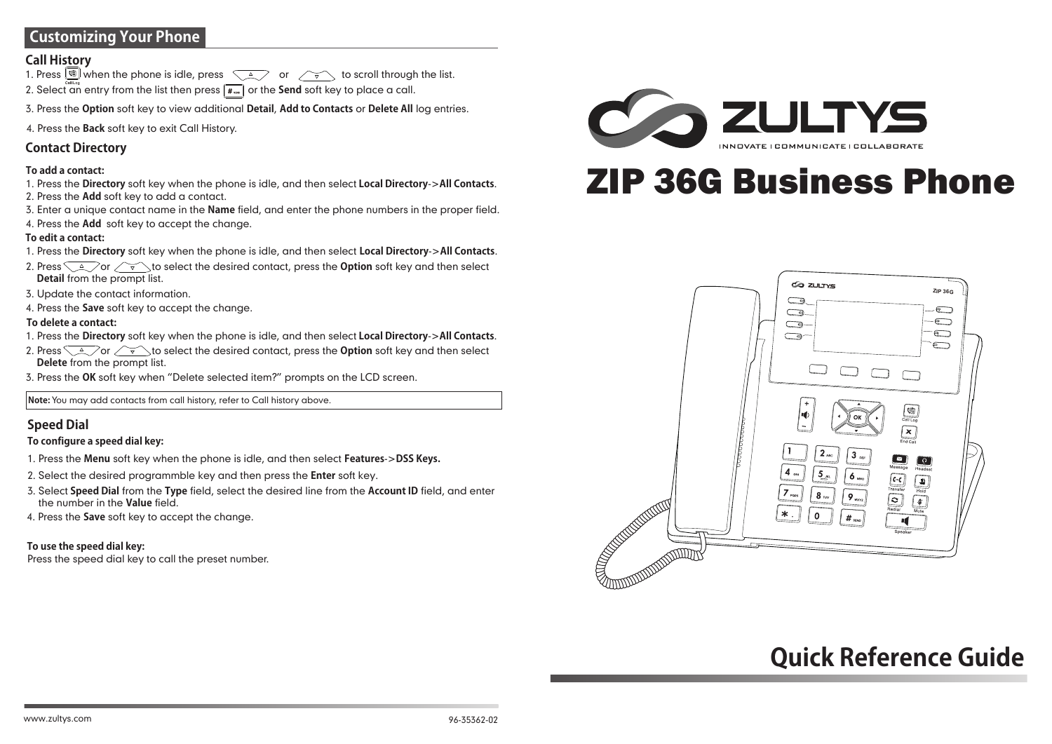## Customizing Your Phone

### Call History

1. Press [Call Log] when the phone is idle, press [▲] or [▼] to scroll through the list.
2. Select an entry from the list then press [# SEND] or the **Send** soft key to place a call.
3. Press the **Option** soft key to view additional **Detail**, **Add to Contacts** or **Delete All** log entries.
4. Press the **Back** soft key to exit Call History.

### Contact Directory

**To add a contact:**

1. Press the **Directory** soft key when the phone is idle, and then select **Local Directory**->**All Contacts**.
2. Press the **Add** soft key to add a contact.
3. Enter a unique contact name in the **Name** field, and enter the phone numbers in the proper field.
4. Press the **Add** soft key to accept the change.

**To edit a contact:**

1. Press the **Directory** soft key when the phone is idle, and then select **Local Directory**->**All Contacts**.
2. Press [▲] or [▼] to select the desired contact, press the **Option** soft key and then select **Detail** from the prompt list.
3. Update the contact information.
4. Press the **Save** soft key to accept the change.

**To delete a contact:**

1. Press the **Directory** soft key when the phone is idle, and then select **Local Directory**->**All Contacts**.
2. Press [▲] or [▼] to select the desired contact, press the **Option** soft key and then select **Delete** from the prompt list.
3. Press the **OK** soft key when "Delete selected item?" prompts on the LCD screen.

**Note:** You may add contacts from call history, refer to Call history above.

### Speed Dial

**To configure a speed dial key:**

1. Press the **Menu** soft key when the phone is idle, and then select **Features**->**DSS Keys.**
2. Select the desired programmble key and then press the **Enter** soft key.
3. Select **Speed Dial** from the **Type** field, select the desired line from the **Account ID** field, and enter the number in the **Value** field.
4. Press the **Save** soft key to accept the change.

**To use the speed dial key:**

Press the speed dial key to call the preset number.

www.zultys.com

96-35362-02

ZULTYS

INNOVATE | COMMUNICATE | COLLABORATE

# ZIP 36G Business Phone

## Quick Reference Guide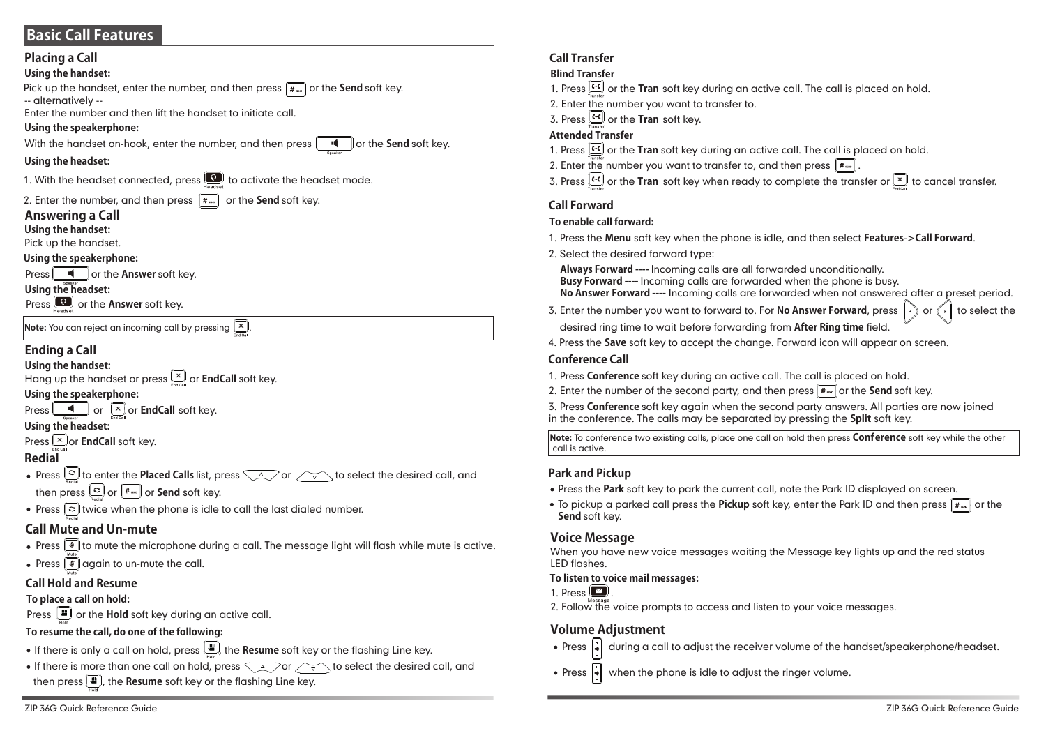# Basic Call Features

## Placing a Call

**Using the handset:**

Pick up the handset, enter the number, and then press # or the **Send** soft key.

-- alternatively --

Enter the number and then lift the handset to initiate call.

**Using the speakerphone:**

With the handset on-hook, enter the number, and then press Speaker or the **Send** soft key.

**Using the headset:**

1. With the headset connected, press Headset to activate the headset mode.
2. Enter the number, and then press # or the **Send** soft key.

## Answering a Call

**Using the handset:**

Pick up the handset.

**Using the speakerphone:**

Press Speaker or the **Answer** soft key.

**Using the headset:**

Press Headset or the **Answer** soft key.

**Note:** You can reject an incoming call by pressing End Call.

## Ending a Call

**Using the handset:**

Hang up the handset or press End Call or **EndCall** soft key.

**Using the speakerphone:**

Press Speaker or End Call or **EndCall** soft key.

**Using the headset:**

Press End Call or **EndCall** soft key.

## Redial

- Press Redial to enter the **Placed Calls** list, press ▲ or ▼ to select the desired call, and then press Redial or # or **Send** soft key.
- Press Redial twice when the phone is idle to call the last dialed number.

## Call Mute and Un-mute

- Press Mute to mute the microphone during a call. The message light will flash while mute is active.
- Press Mute again to un-mute the call.

## Call Hold and Resume

**To place a call on hold:**

Press Hold or the **Hold** soft key during an active call.

**To resume the call, do one of the following:**

- If there is only a call on hold, press Hold, the **Resume** soft key or the flashing Line key.
- If there is more than one call on hold, press ▲ or ▼ to select the desired call, and then press Hold, the **Resume** soft key or the flashing Line key.

## Call Transfer

**Blind Transfer**

1. Press Transfer or the **Tran** soft key during an active call. The call is placed on hold.
2. Enter the number you want to transfer to.
3. Press Transfer or the **Tran** soft key.

**Attended Transfer**

1. Press Transfer or the **Tran** soft key during an active call. The call is placed on hold.
2. Enter the number you want to transfer to, and then press #.
3. Press Transfer or the **Tran** soft key when ready to complete the transfer or End Call to cancel transfer.

## Call Forward

**To enable call forward:**

1. Press the **Menu** soft key when the phone is idle, and then select **Features**->**Call Forward**.
2. Select the desired forward type:

   **Always Forward** ---- Incoming calls are all forwarded unconditionally.
   **Busy Forward** ---- Incoming calls are forwarded when the phone is busy.
   **No Answer Forward** ---- Incoming calls are forwarded when not answered after a preset period.

3. Enter the number you want to forward to. For **No Answer Forward**, press ◄ or ► to select the desired ring time to wait before forwarding from **After Ring time** field.
4. Press the **Save** soft key to accept the change. Forward icon will appear on screen.

## Conference Call

1. Press **Conference** soft key during an active call. The call is placed on hold.
2. Enter the number of the second party, and then press # or the **Send** soft key.
3. Press **Conference** soft key again when the second party answers. All parties are now joined in the conference. The calls may be separated by pressing the **Split** soft key.

**Note:** To conference two existing calls, place one call on hold then press **Conference** soft key while the other call is active.

## Park and Pickup

- Press the **Park** soft key to park the current call, note the Park ID displayed on screen.
- To pickup a parked call press the **Pickup** soft key, enter the Park ID and then press # or the **Send** soft key.

## Voice Message

When you have new voice messages waiting the Message key lights up and the red status LED flashes.

**To listen to voice mail messages:**

1. Press Message.
2. Follow the voice prompts to access and listen to your voice messages.

## Volume Adjustment

- Press + / − during a call to adjust the receiver volume of the handset/speakerphone/headset.
- Press + / − when the phone is idle to adjust the ringer volume.